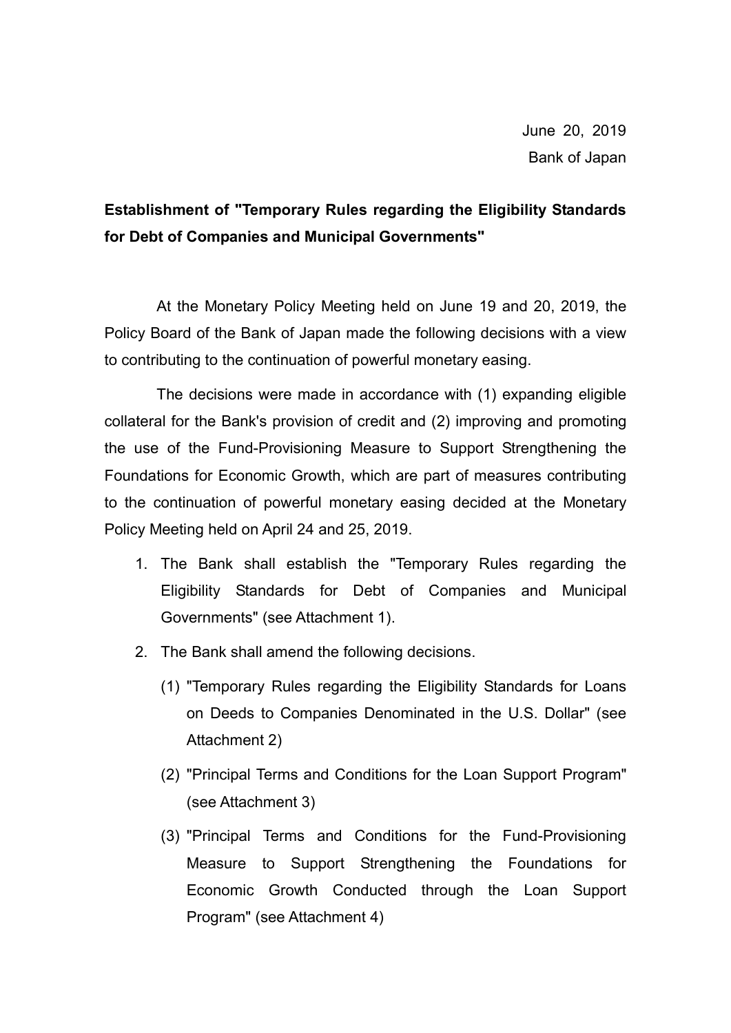June 20, 2019
Bank of Japan

**Establishment of "Temporary Rules regarding the Eligibility Standards for Debt of Companies and Municipal Governments"**

At the Monetary Policy Meeting held on June 19 and 20, 2019, the Policy Board of the Bank of Japan made the following decisions with a view to contributing to the continuation of powerful monetary easing.

The decisions were made in accordance with (1) expanding eligible collateral for the Bank's provision of credit and (2) improving and promoting the use of the Fund-Provisioning Measure to Support Strengthening the Foundations for Economic Growth, which are part of measures contributing to the continuation of powerful monetary easing decided at the Monetary Policy Meeting held on April 24 and 25, 2019.

1. The Bank shall establish the "Temporary Rules regarding the Eligibility Standards for Debt of Companies and Municipal Governments" (see Attachment 1).
2. The Bank shall amend the following decisions.
   (1) "Temporary Rules regarding the Eligibility Standards for Loans on Deeds to Companies Denominated in the U.S. Dollar" (see Attachment 2)
   (2) "Principal Terms and Conditions for the Loan Support Program" (see Attachment 3)
   (3) "Principal Terms and Conditions for the Fund-Provisioning Measure to Support Strengthening the Foundations for Economic Growth Conducted through the Loan Support Program" (see Attachment 4)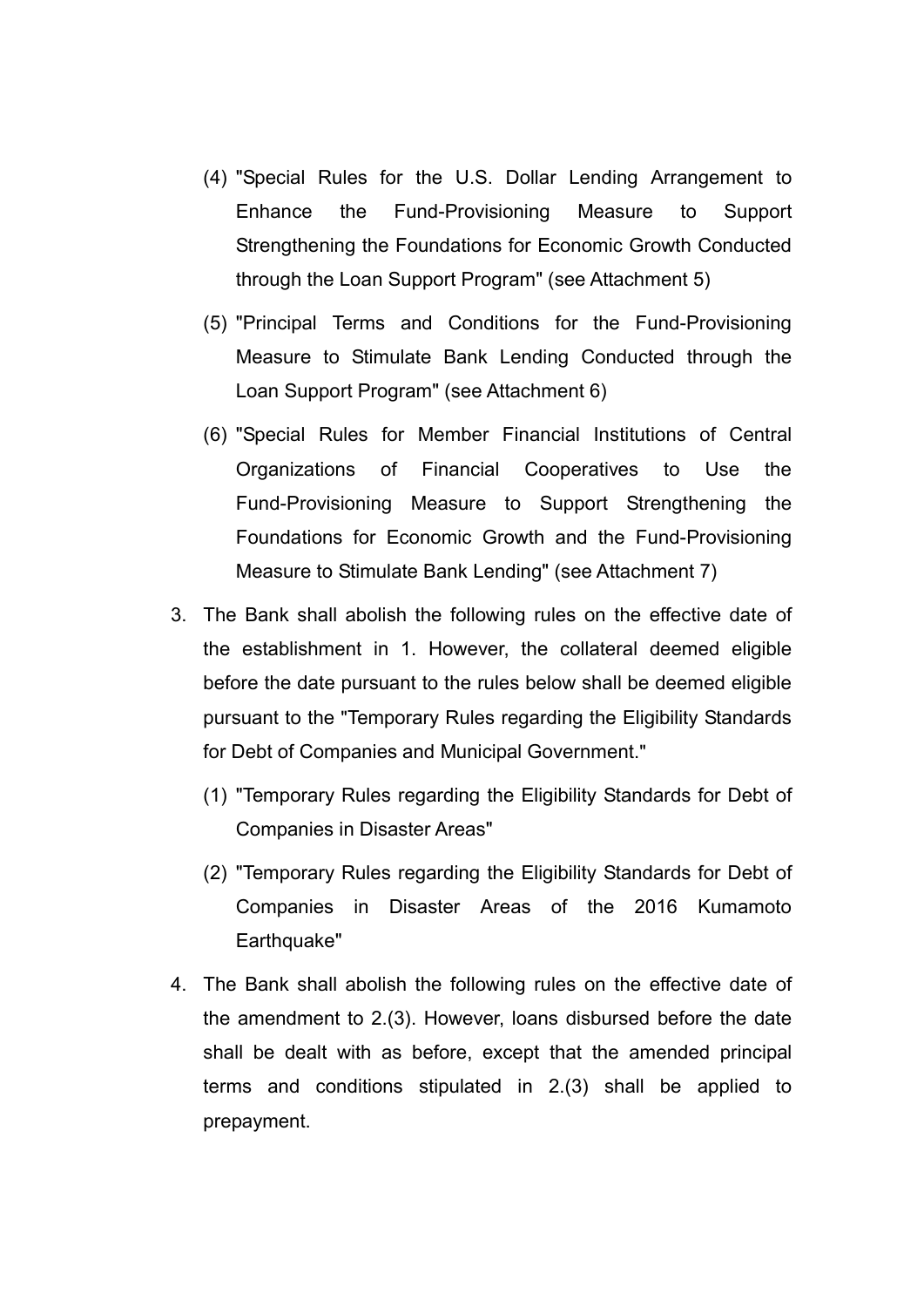(4) "Special Rules for the U.S. Dollar Lending Arrangement to Enhance the Fund-Provisioning Measure to Support Strengthening the Foundations for Economic Growth Conducted through the Loan Support Program" (see Attachment 5)

(5) "Principal Terms and Conditions for the Fund-Provisioning Measure to Stimulate Bank Lending Conducted through the Loan Support Program" (see Attachment 6)

(6) "Special Rules for Member Financial Institutions of Central Organizations of Financial Cooperatives to Use the Fund-Provisioning Measure to Support Strengthening the Foundations for Economic Growth and the Fund-Provisioning Measure to Stimulate Bank Lending" (see Attachment 7)

3. The Bank shall abolish the following rules on the effective date of the establishment in 1. However, the collateral deemed eligible before the date pursuant to the rules below shall be deemed eligible pursuant to the "Temporary Rules regarding the Eligibility Standards for Debt of Companies and Municipal Government."

   (1) "Temporary Rules regarding the Eligibility Standards for Debt of Companies in Disaster Areas"

   (2) "Temporary Rules regarding the Eligibility Standards for Debt of Companies in Disaster Areas of the 2016 Kumamoto Earthquake"

4. The Bank shall abolish the following rules on the effective date of the amendment to 2.(3). However, loans disbursed before the date shall be dealt with as before, except that the amended principal terms and conditions stipulated in 2.(3) shall be applied to prepayment.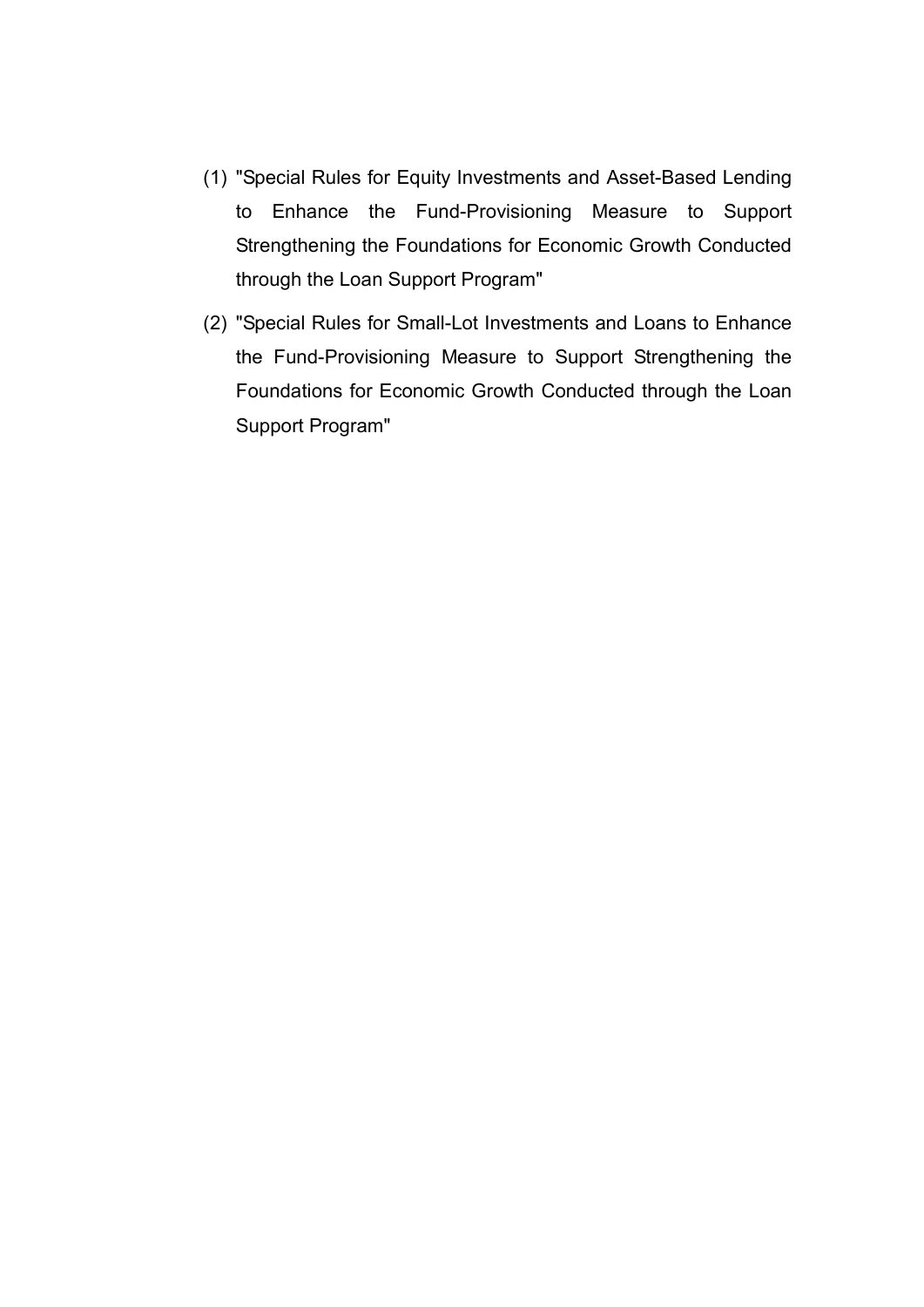(1) "Special Rules for Equity Investments and Asset-Based Lending to Enhance the Fund-Provisioning Measure to Support Strengthening the Foundations for Economic Growth Conducted through the Loan Support Program"

(2) "Special Rules for Small-Lot Investments and Loans to Enhance the Fund-Provisioning Measure to Support Strengthening the Foundations for Economic Growth Conducted through the Loan Support Program"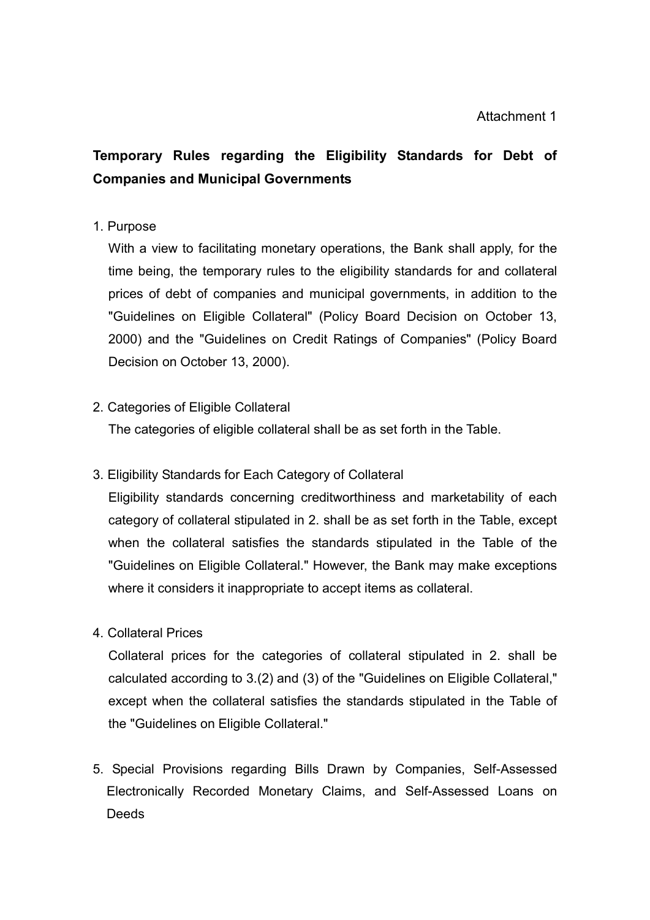Attachment 1

# Temporary Rules regarding the Eligibility Standards for Debt of Companies and Municipal Governments

1. Purpose

   With a view to facilitating monetary operations, the Bank shall apply, for the time being, the temporary rules to the eligibility standards for and collateral prices of debt of companies and municipal governments, in addition to the "Guidelines on Eligible Collateral" (Policy Board Decision on October 13, 2000) and the "Guidelines on Credit Ratings of Companies" (Policy Board Decision on October 13, 2000).

2. Categories of Eligible Collateral

   The categories of eligible collateral shall be as set forth in the Table.

3. Eligibility Standards for Each Category of Collateral

   Eligibility standards concerning creditworthiness and marketability of each category of collateral stipulated in 2. shall be as set forth in the Table, except when the collateral satisfies the standards stipulated in the Table of the "Guidelines on Eligible Collateral." However, the Bank may make exceptions where it considers it inappropriate to accept items as collateral.

4. Collateral Prices

   Collateral prices for the categories of collateral stipulated in 2. shall be calculated according to 3.(2) and (3) of the "Guidelines on Eligible Collateral," except when the collateral satisfies the standards stipulated in the Table of the "Guidelines on Eligible Collateral."

5. Special Provisions regarding Bills Drawn by Companies, Self-Assessed Electronically Recorded Monetary Claims, and Self-Assessed Loans on Deeds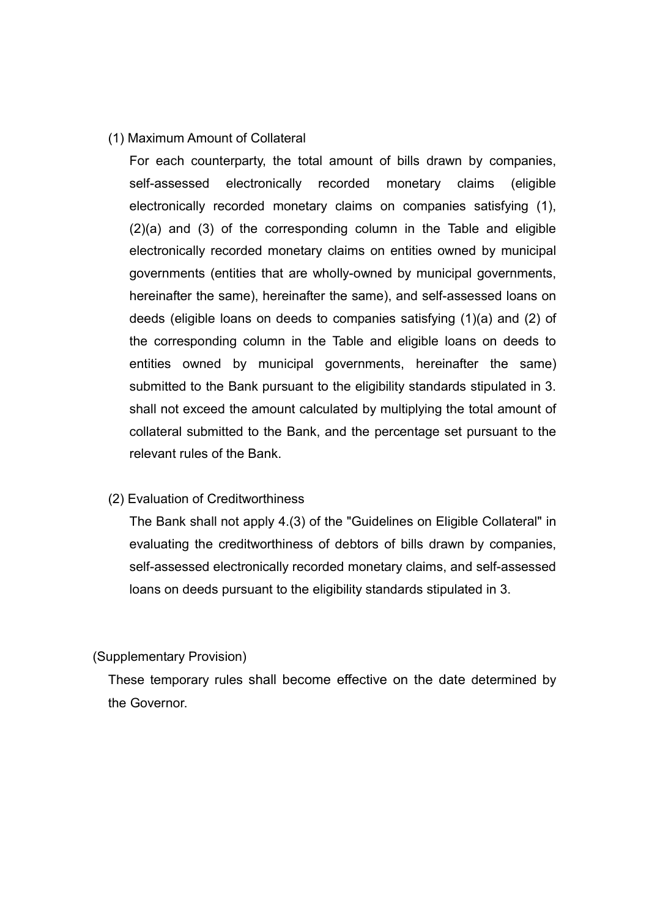(1) Maximum Amount of Collateral

For each counterparty, the total amount of bills drawn by companies, self-assessed electronically recorded monetary claims (eligible electronically recorded monetary claims on companies satisfying (1), (2)(a) and (3) of the corresponding column in the Table and eligible electronically recorded monetary claims on entities owned by municipal governments (entities that are wholly-owned by municipal governments, hereinafter the same), hereinafter the same), and self-assessed loans on deeds (eligible loans on deeds to companies satisfying (1)(a) and (2) of the corresponding column in the Table and eligible loans on deeds to entities owned by municipal governments, hereinafter the same) submitted to the Bank pursuant to the eligibility standards stipulated in 3. shall not exceed the amount calculated by multiplying the total amount of collateral submitted to the Bank, and the percentage set pursuant to the relevant rules of the Bank.

(2) Evaluation of Creditworthiness

The Bank shall not apply 4.(3) of the "Guidelines on Eligible Collateral" in evaluating the creditworthiness of debtors of bills drawn by companies, self-assessed electronically recorded monetary claims, and self-assessed loans on deeds pursuant to the eligibility standards stipulated in 3.

(Supplementary Provision)

These temporary rules shall become effective on the date determined by the Governor.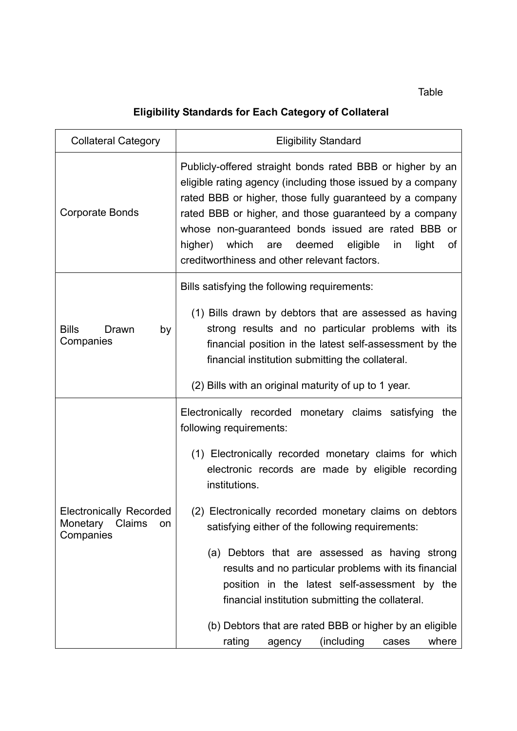Table

**Eligibility Standards for Each Category of Collateral**

| Collateral Category | Eligibility Standard |
| --- | --- |
| Corporate Bonds | Publicly-offered straight bonds rated BBB or higher by an eligible rating agency (including those issued by a company rated BBB or higher, those fully guaranteed by a company rated BBB or higher, and those guaranteed by a company whose non-guaranteed bonds issued are rated BBB or higher) which are deemed eligible in light of creditworthiness and other relevant factors. |
| Bills Drawn by Companies | Bills satisfying the following requirements:<br>(1) Bills drawn by debtors that are assessed as having strong results and no particular problems with its financial position in the latest self-assessment by the financial institution submitting the collateral.<br>(2) Bills with an original maturity of up to 1 year. |
| Electronically Recorded Monetary Claims on Companies | Electronically recorded monetary claims satisfying the following requirements:<br>(1) Electronically recorded monetary claims for which electronic records are made by eligible recording institutions.<br>(2) Electronically recorded monetary claims on debtors satisfying either of the following requirements:<br>(a) Debtors that are assessed as having strong results and no particular problems with its financial position in the latest self-assessment by the financial institution submitting the collateral.<br>(b) Debtors that are rated BBB or higher by an eligible rating agency (including cases where |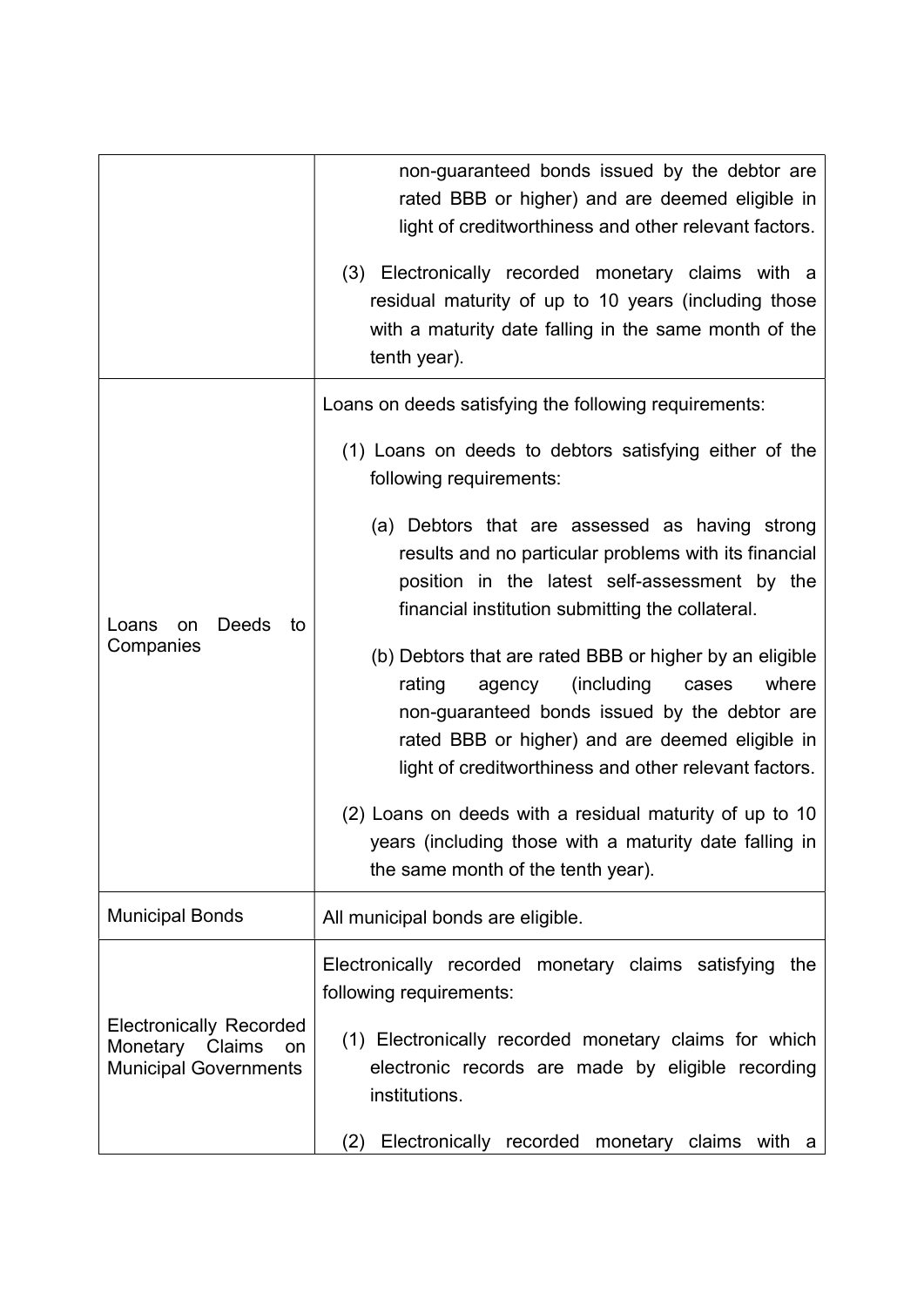| | |
|---|---|
| | non-guaranteed bonds issued by the debtor are rated BBB or higher) and are deemed eligible in light of creditworthiness and other relevant factors.<br><br>(3) Electronically recorded monetary claims with a residual maturity of up to 10 years (including those with a maturity date falling in the same month of the tenth year). |
| Loans on Deeds to Companies | Loans on deeds satisfying the following requirements:<br><br>(1) Loans on deeds to debtors satisfying either of the following requirements:<br><br>(a) Debtors that are assessed as having strong results and no particular problems with its financial position in the latest self-assessment by the financial institution submitting the collateral.<br><br>(b) Debtors that are rated BBB or higher by an eligible rating agency (including cases where non-guaranteed bonds issued by the debtor are rated BBB or higher) and are deemed eligible in light of creditworthiness and other relevant factors.<br><br>(2) Loans on deeds with a residual maturity of up to 10 years (including those with a maturity date falling in the same month of the tenth year). |
| Municipal Bonds | All municipal bonds are eligible. |
| Electronically Recorded Monetary Claims on Municipal Governments | Electronically recorded monetary claims satisfying the following requirements:<br><br>(1) Electronically recorded monetary claims for which electronic records are made by eligible recording institutions.<br><br>(2) Electronically recorded monetary claims with a |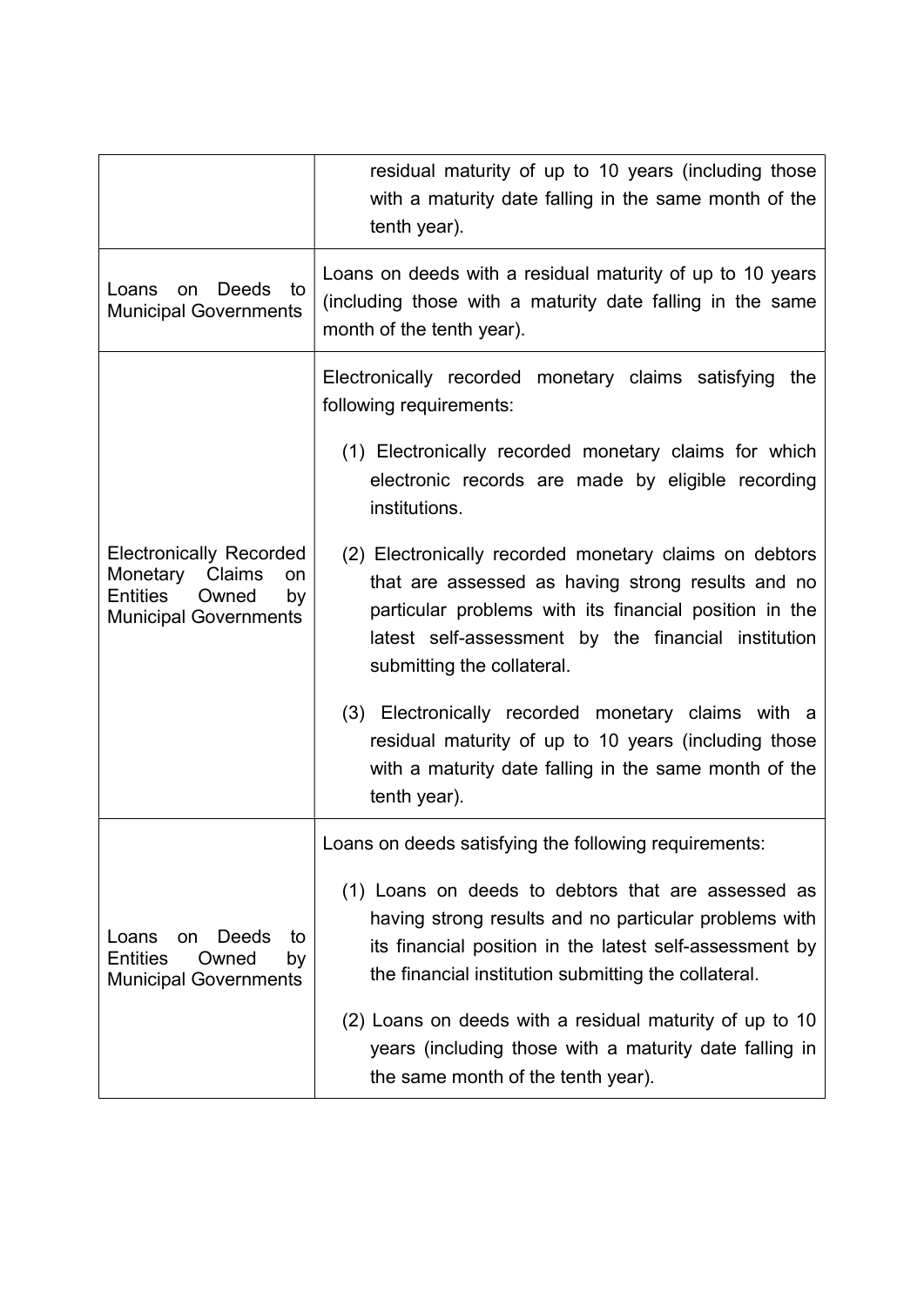| | |
|---|---|
| | residual maturity of up to 10 years (including those with a maturity date falling in the same month of the tenth year). |
| Loans on Deeds to Municipal Governments | Loans on deeds with a residual maturity of up to 10 years (including those with a maturity date falling in the same month of the tenth year). |
| Electronically Recorded Monetary Claims on Entities Owned by Municipal Governments | Electronically recorded monetary claims satisfying the following requirements:<br>(1) Electronically recorded monetary claims for which electronic records are made by eligible recording institutions.<br>(2) Electronically recorded monetary claims on debtors that are assessed as having strong results and no particular problems with its financial position in the latest self-assessment by the financial institution submitting the collateral.<br>(3) Electronically recorded monetary claims with a residual maturity of up to 10 years (including those with a maturity date falling in the same month of the tenth year). |
| Loans on Deeds to Entities Owned by Municipal Governments | Loans on deeds satisfying the following requirements:<br>(1) Loans on deeds to debtors that are assessed as having strong results and no particular problems with its financial position in the latest self-assessment by the financial institution submitting the collateral.<br>(2) Loans on deeds with a residual maturity of up to 10 years (including those with a maturity date falling in the same month of the tenth year). |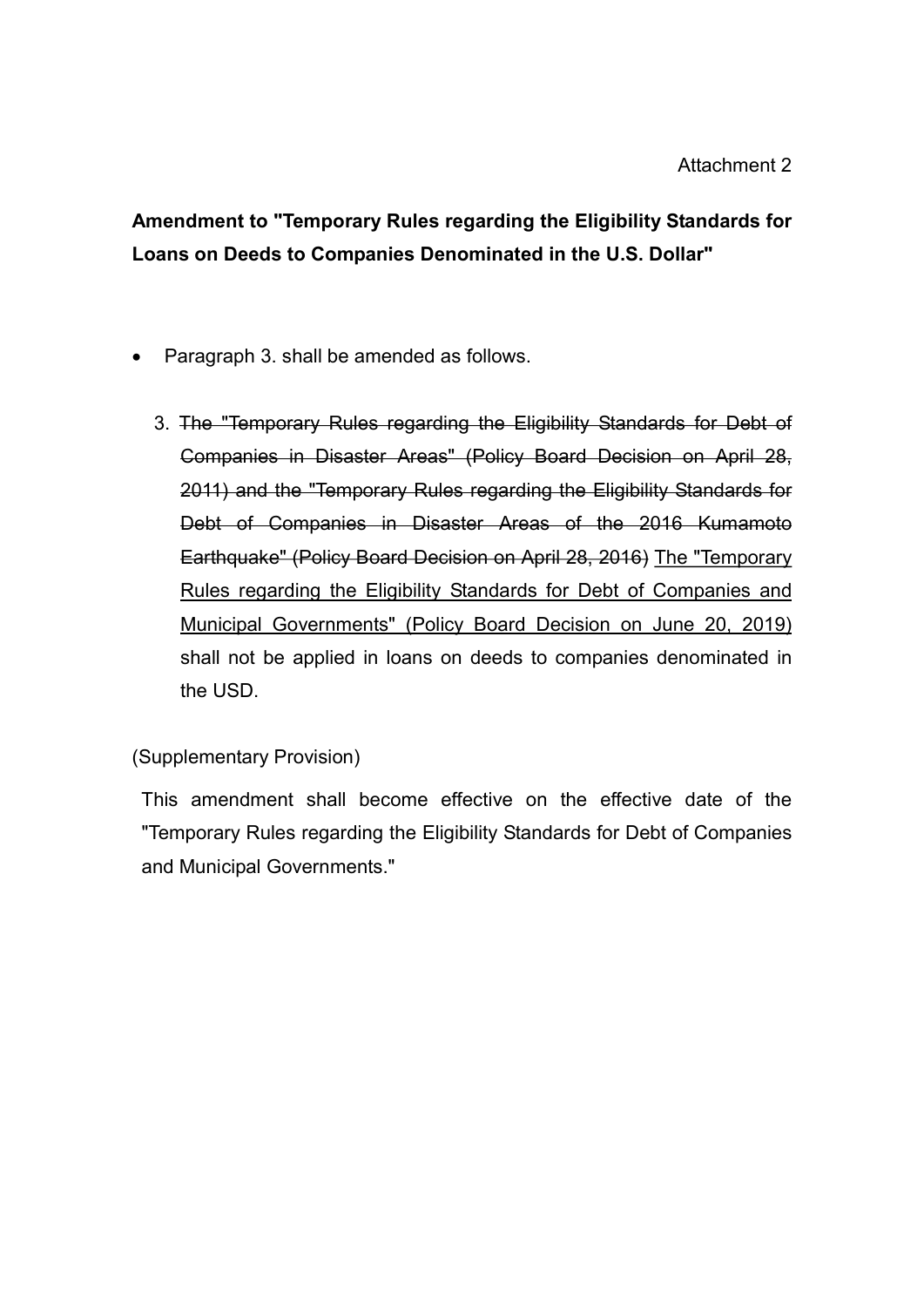Attachment 2

**Amendment to "Temporary Rules regarding the Eligibility Standards for Loans on Deeds to Companies Denominated in the U.S. Dollar"**

- Paragraph 3. shall be amended as follows.

3. ~~The "Temporary Rules regarding the Eligibility Standards for Debt of Companies in Disaster Areas" (Policy Board Decision on April 28, 2011) and the "Temporary Rules regarding the Eligibility Standards for Debt of Companies in Disaster Areas of the 2016 Kumamoto Earthquake" (Policy Board Decision on April 28, 2016)~~ <u>The "Temporary Rules regarding the Eligibility Standards for Debt of Companies and Municipal Governments" (Policy Board Decision on June 20, 2019)</u> shall not be applied in loans on deeds to companies denominated in the USD.

(Supplementary Provision)

This amendment shall become effective on the effective date of the "Temporary Rules regarding the Eligibility Standards for Debt of Companies and Municipal Governments."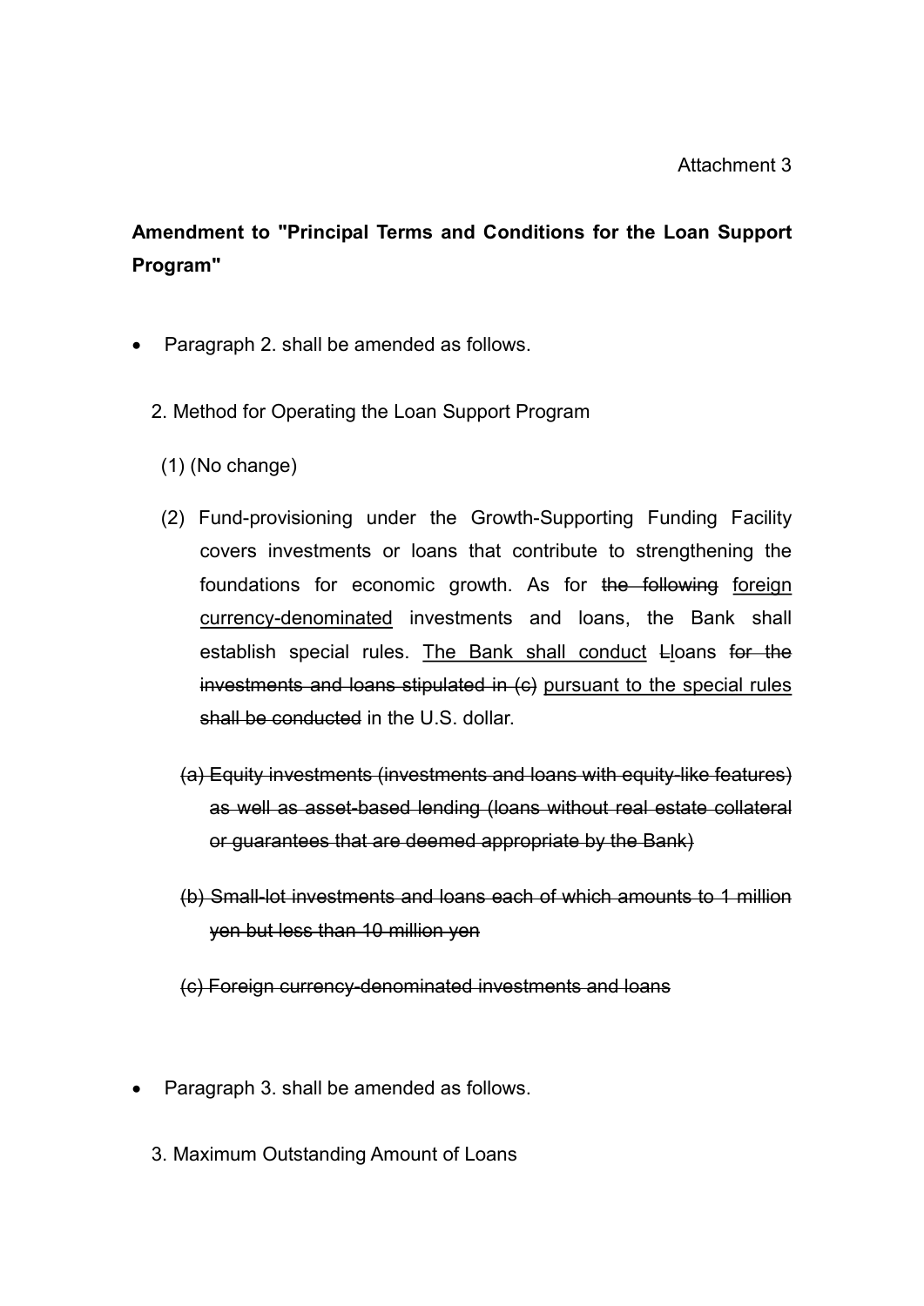Attachment 3

**Amendment to "Principal Terms and Conditions for the Loan Support Program"**

- Paragraph 2. shall be amended as follows.

2. Method for Operating the Loan Support Program

(1) (No change)

(2) Fund-provisioning under the Growth-Supporting Funding Facility covers investments or loans that contribute to strengthening the foundations for economic growth. As for ~~the following~~ <u>foreign currency-denominated</u> investments and loans, the Bank shall establish special rules. <u>The Bank shall conduct</u> ~~L~~<u>l</u>oans ~~for the investments and loans stipulated in (c)~~ <u>pursuant to the special rules</u> ~~shall be conducted~~ in the U.S. dollar.

~~(a) Equity investments (investments and loans with equity-like features) as well as asset-based lending (loans without real estate collateral or guarantees that are deemed appropriate by the Bank)~~

~~(b) Small-lot investments and loans each of which amounts to 1 million yen but less than 10 million yen~~

~~(c) Foreign currency-denominated investments and loans~~

- Paragraph 3. shall be amended as follows.

3. Maximum Outstanding Amount of Loans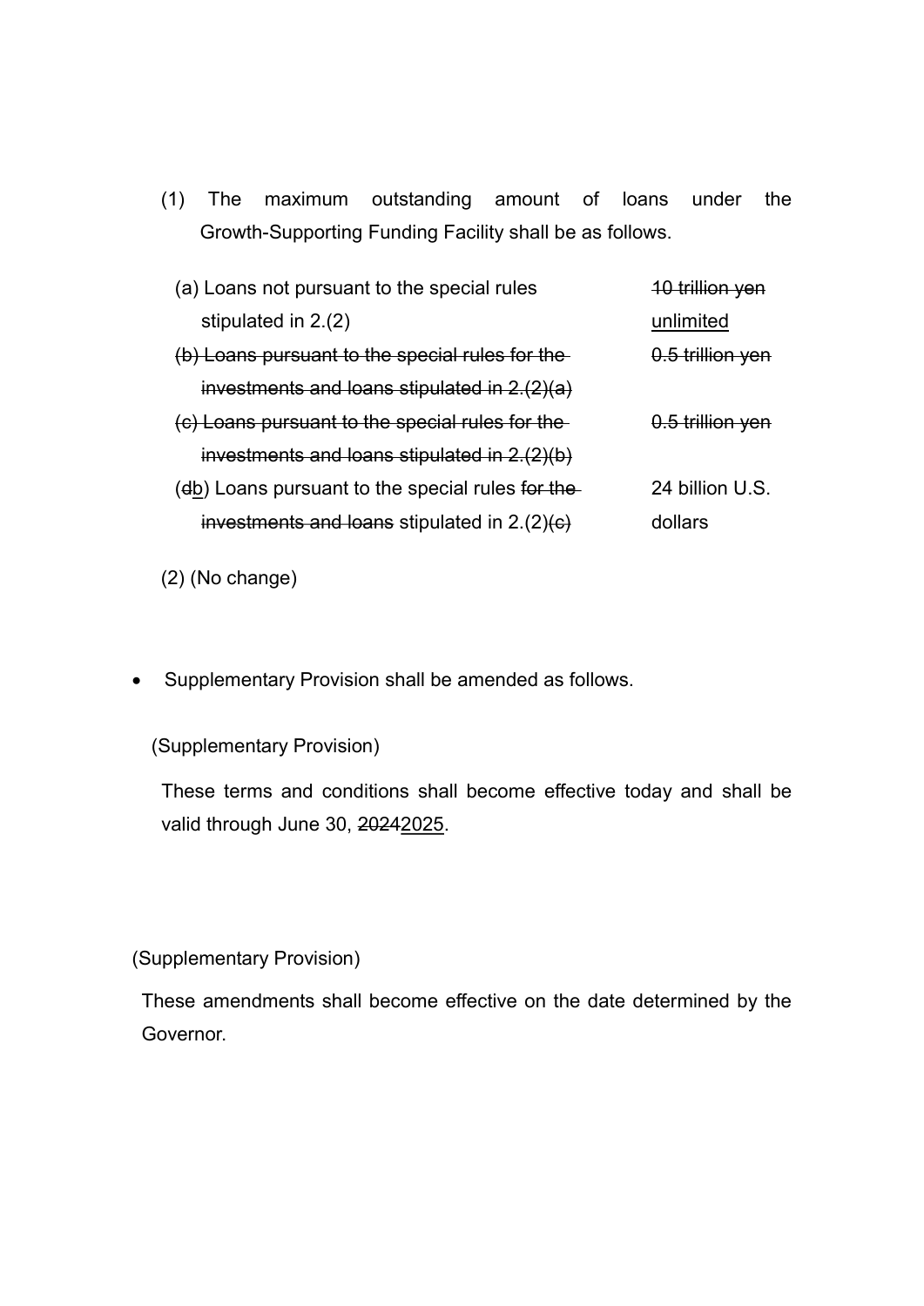(1) The maximum outstanding amount of loans under the Growth-Supporting Funding Facility shall be as follows.

| | |
|---|---|
| (a) Loans not pursuant to the special rules stipulated in 2.(2) | ~~10 trillion yen~~ <u>unlimited</u> |
| ~~(b) Loans pursuant to the special rules for the investments and loans stipulated in 2.(2)(a)~~ | ~~0.5 trillion yen~~ |
| ~~(c) Loans pursuant to the special rules for the investments and loans stipulated in 2.(2)(b)~~ | ~~0.5 trillion yen~~ |
| (~~d~~<u>b</u>) Loans pursuant to the special rules ~~for the investments and loans~~ stipulated in 2.(2)~~(c)~~ | 24 billion U.S. dollars |

(2) (No change)

- Supplementary Provision shall be amended as follows.

(Supplementary Provision)

These terms and conditions shall become effective today and shall be valid through June 30, ~~2024~~<u>2025</u>.

(Supplementary Provision)

These amendments shall become effective on the date determined by the Governor.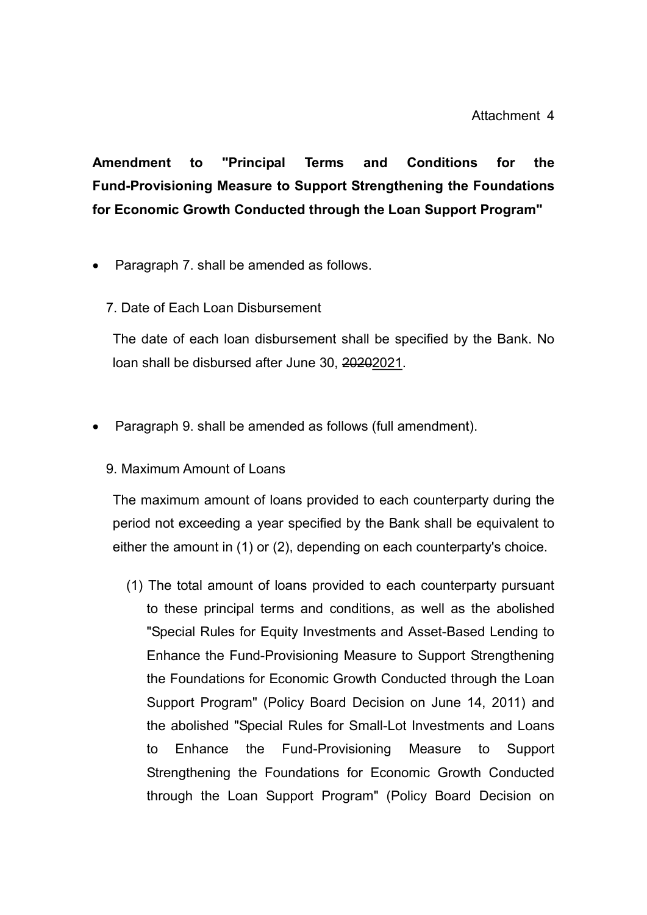Attachment 4

**Amendment to "Principal Terms and Conditions for the Fund-Provisioning Measure to Support Strengthening the Foundations for Economic Growth Conducted through the Loan Support Program"**

- Paragraph 7. shall be amended as follows.

  7. Date of Each Loan Disbursement

  The date of each loan disbursement shall be specified by the Bank. No loan shall be disbursed after June 30, ~~2020~~2021.

- Paragraph 9. shall be amended as follows (full amendment).

  9. Maximum Amount of Loans

  The maximum amount of loans provided to each counterparty during the period not exceeding a year specified by the Bank shall be equivalent to either the amount in (1) or (2), depending on each counterparty's choice.

  (1) The total amount of loans provided to each counterparty pursuant to these principal terms and conditions, as well as the abolished "Special Rules for Equity Investments and Asset-Based Lending to Enhance the Fund-Provisioning Measure to Support Strengthening the Foundations for Economic Growth Conducted through the Loan Support Program" (Policy Board Decision on June 14, 2011) and the abolished "Special Rules for Small-Lot Investments and Loans to Enhance the Fund-Provisioning Measure to Support Strengthening the Foundations for Economic Growth Conducted through the Loan Support Program" (Policy Board Decision on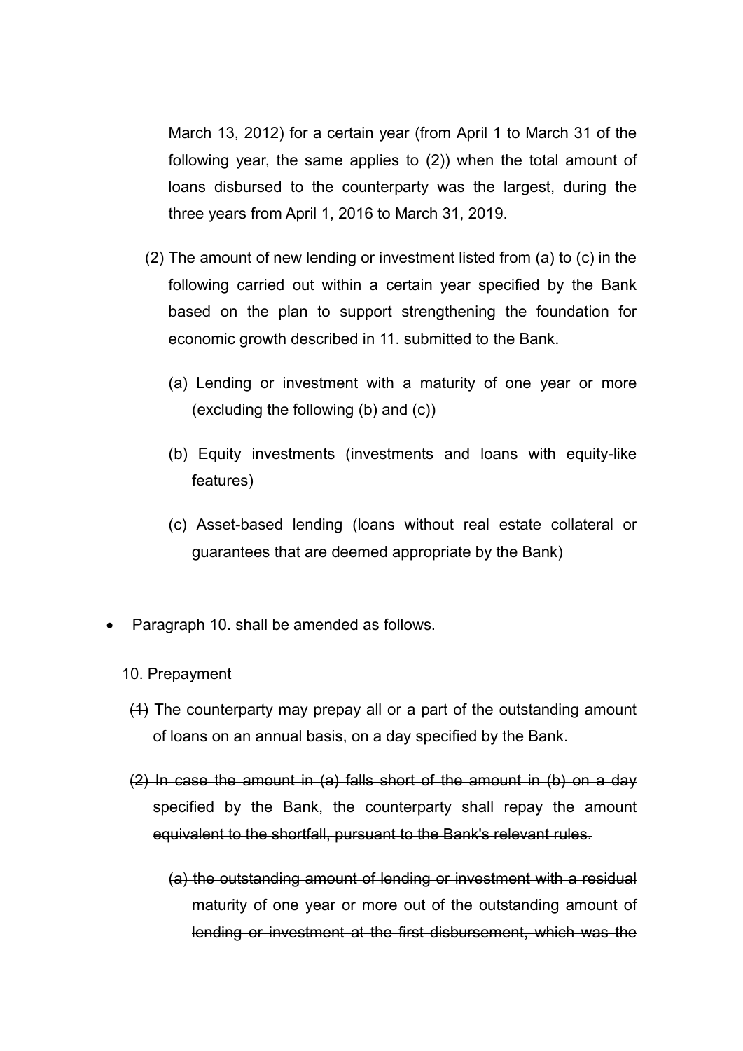March 13, 2012) for a certain year (from April 1 to March 31 of the following year, the same applies to (2)) when the total amount of loans disbursed to the counterparty was the largest, during the three years from April 1, 2016 to March 31, 2019.

(2) The amount of new lending or investment listed from (a) to (c) in the following carried out within a certain year specified by the Bank based on the plan to support strengthening the foundation for economic growth described in 11. submitted to the Bank.

(a) Lending or investment with a maturity of one year or more (excluding the following (b) and (c))

(b) Equity investments (investments and loans with equity-like features)

(c) Asset-based lending (loans without real estate collateral or guarantees that are deemed appropriate by the Bank)

- Paragraph 10. shall be amended as follows.

10. Prepayment

~~(1)~~ The counterparty may prepay all or a part of the outstanding amount of loans on an annual basis, on a day specified by the Bank.

~~(2) In case the amount in (a) falls short of the amount in (b) on a day specified by the Bank, the counterparty shall repay the amount equivalent to the shortfall, pursuant to the Bank's relevant rules.~~

~~(a) the outstanding amount of lending or investment with a residual maturity of one year or more out of the outstanding amount of lending or investment at the first disbursement, which was the~~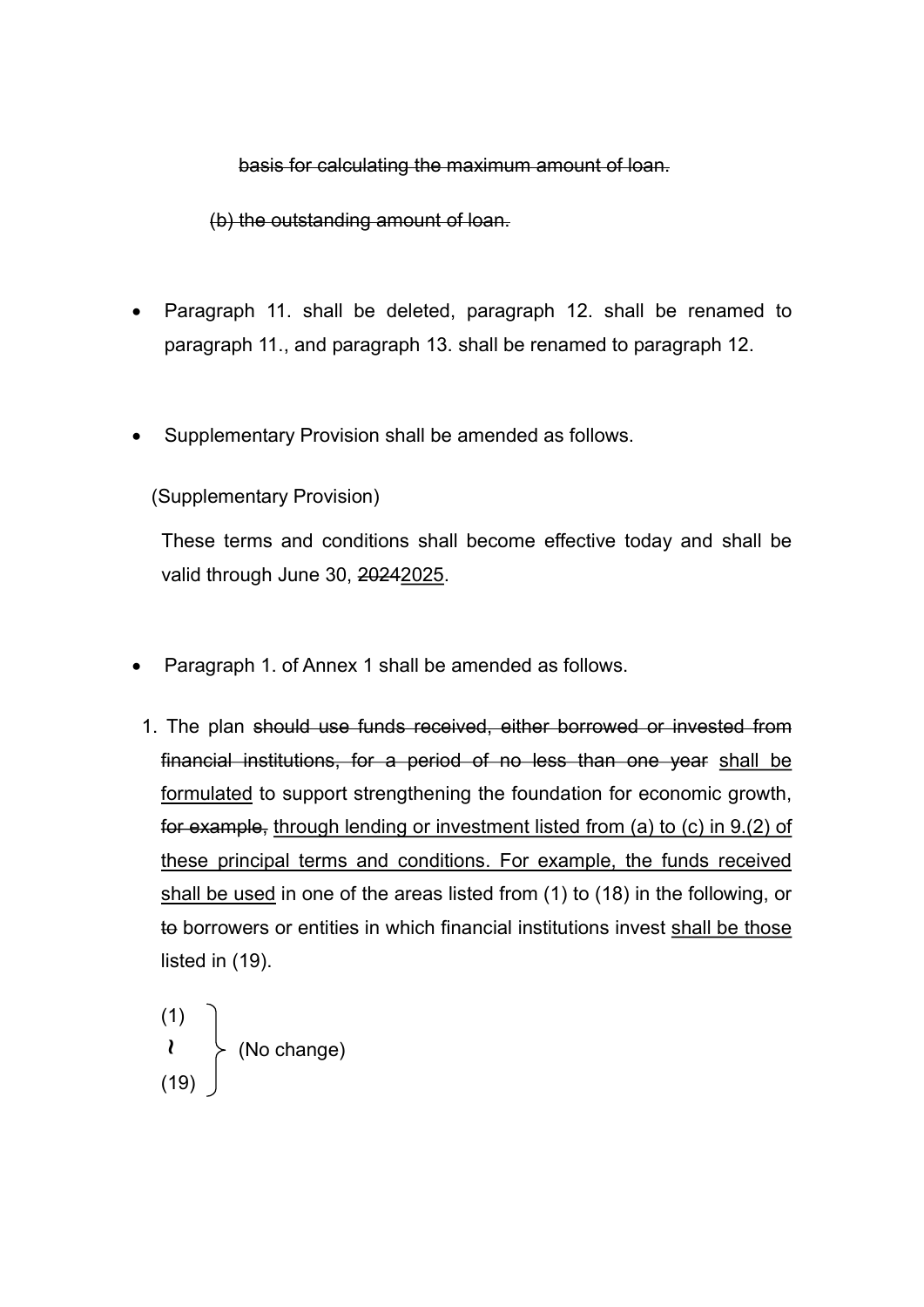~~basis for calculating the maximum amount of loan.~~

~~(b) the outstanding amount of loan.~~

- Paragraph 11. shall be deleted, paragraph 12. shall be renamed to paragraph 11., and paragraph 13. shall be renamed to paragraph 12.

- Supplementary Provision shall be amended as follows.

(Supplementary Provision)

These terms and conditions shall become effective today and shall be valid through June 30, ~~2024~~<u>2025</u>.

- Paragraph 1. of Annex 1 shall be amended as follows.

1. The plan ~~should use funds received, either borrowed or invested from financial institutions, for a period of no less than one year~~ <u>shall be formulated</u> to support strengthening the foundation for economic growth, ~~for example,~~ <u>through lending or investment listed from (a) to (c) in 9.(2) of these principal terms and conditions. For example, the funds received shall be used</u> in one of the areas listed from (1) to (18) in the following, or ~~to~~ borrowers or entities in which financial institutions invest <u>shall be those</u> listed in (19).

(1) ~ (19) (No change)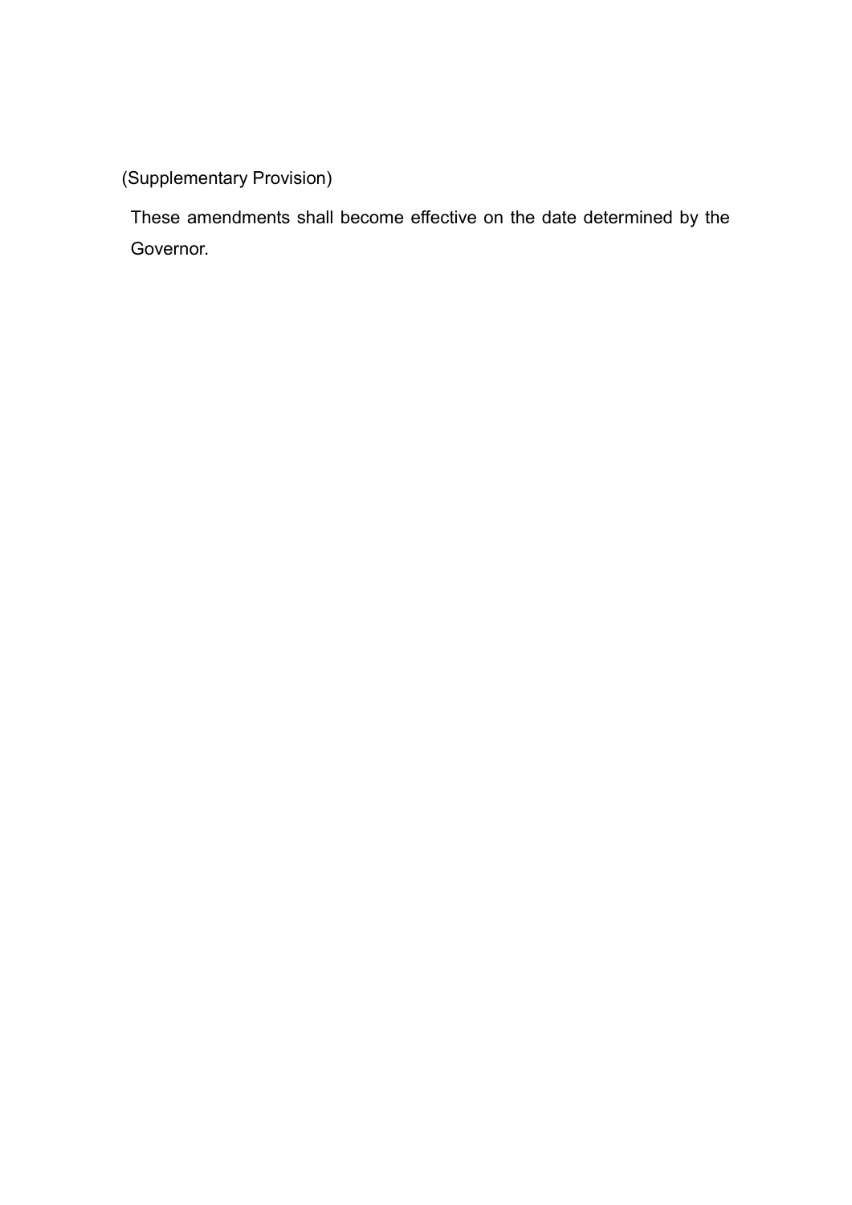(Supplementary Provision)

These amendments shall become effective on the date determined by the Governor.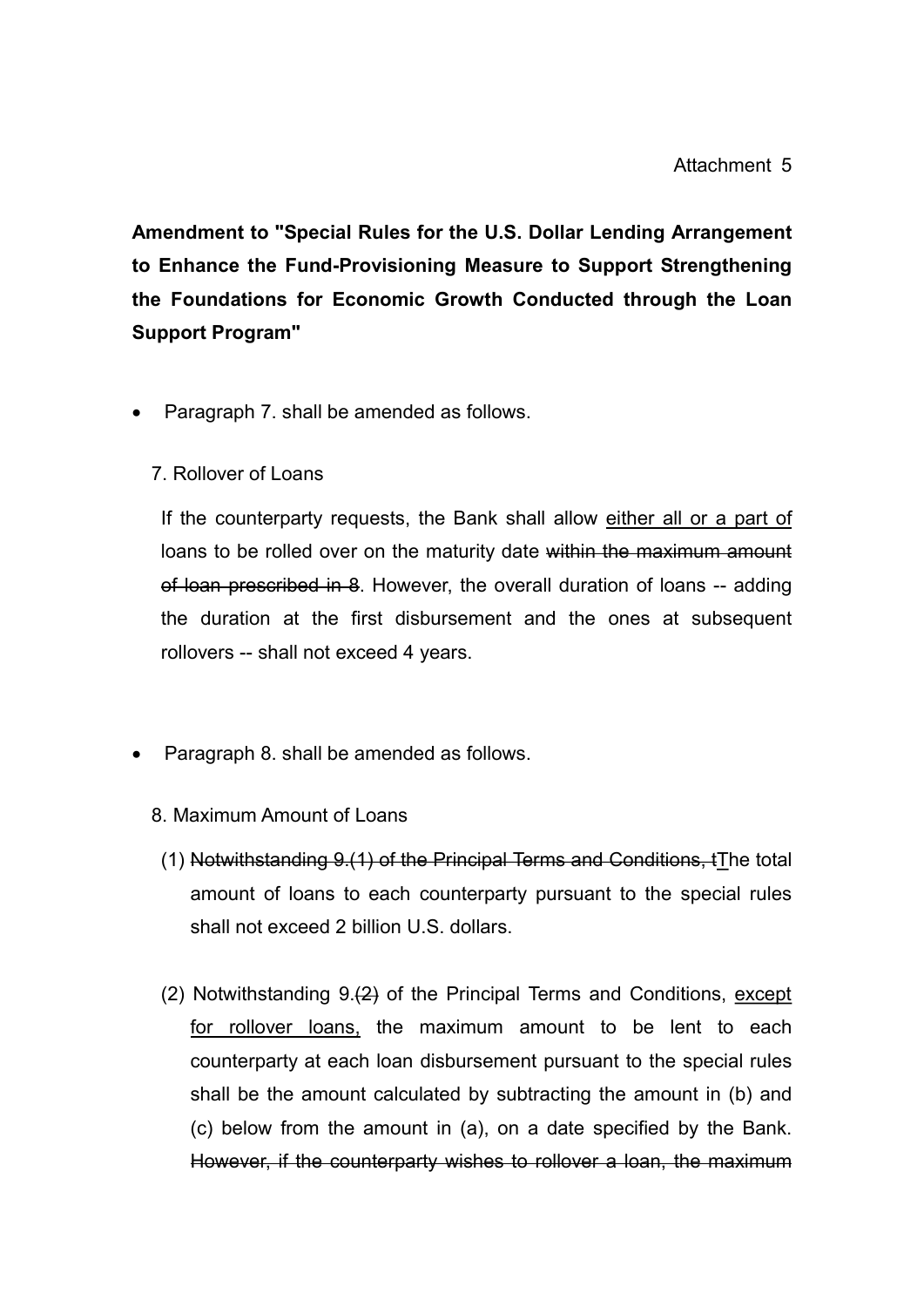Attachment 5

**Amendment to "Special Rules for the U.S. Dollar Lending Arrangement to Enhance the Fund-Provisioning Measure to Support Strengthening the Foundations for Economic Growth Conducted through the Loan Support Program"**

- Paragraph 7. shall be amended as follows.

  7. Rollover of Loans

  If the counterparty requests, the Bank shall allow <u>either all or a part of</u> loans to be rolled over on the maturity date ~~within the maximum amount of loan prescribed in 8~~. However, the overall duration of loans -- adding the duration at the first disbursement and the ones at subsequent rollovers -- shall not exceed 4 years.

- Paragraph 8. shall be amended as follows.

  8. Maximum Amount of Loans

  (1) ~~Notwithstanding 9.(1) of the Principal Terms and Conditions, t~~<u>T</u>he total amount of loans to each counterparty pursuant to the special rules shall not exceed 2 billion U.S. dollars.

  (2) Notwithstanding 9.~~(2)~~ of the Principal Terms and Conditions, <u>except for rollover loans,</u> the maximum amount to be lent to each counterparty at each loan disbursement pursuant to the special rules shall be the amount calculated by subtracting the amount in (b) and (c) below from the amount in (a), on a date specified by the Bank. ~~However, if the counterparty wishes to rollover a loan, the maximum~~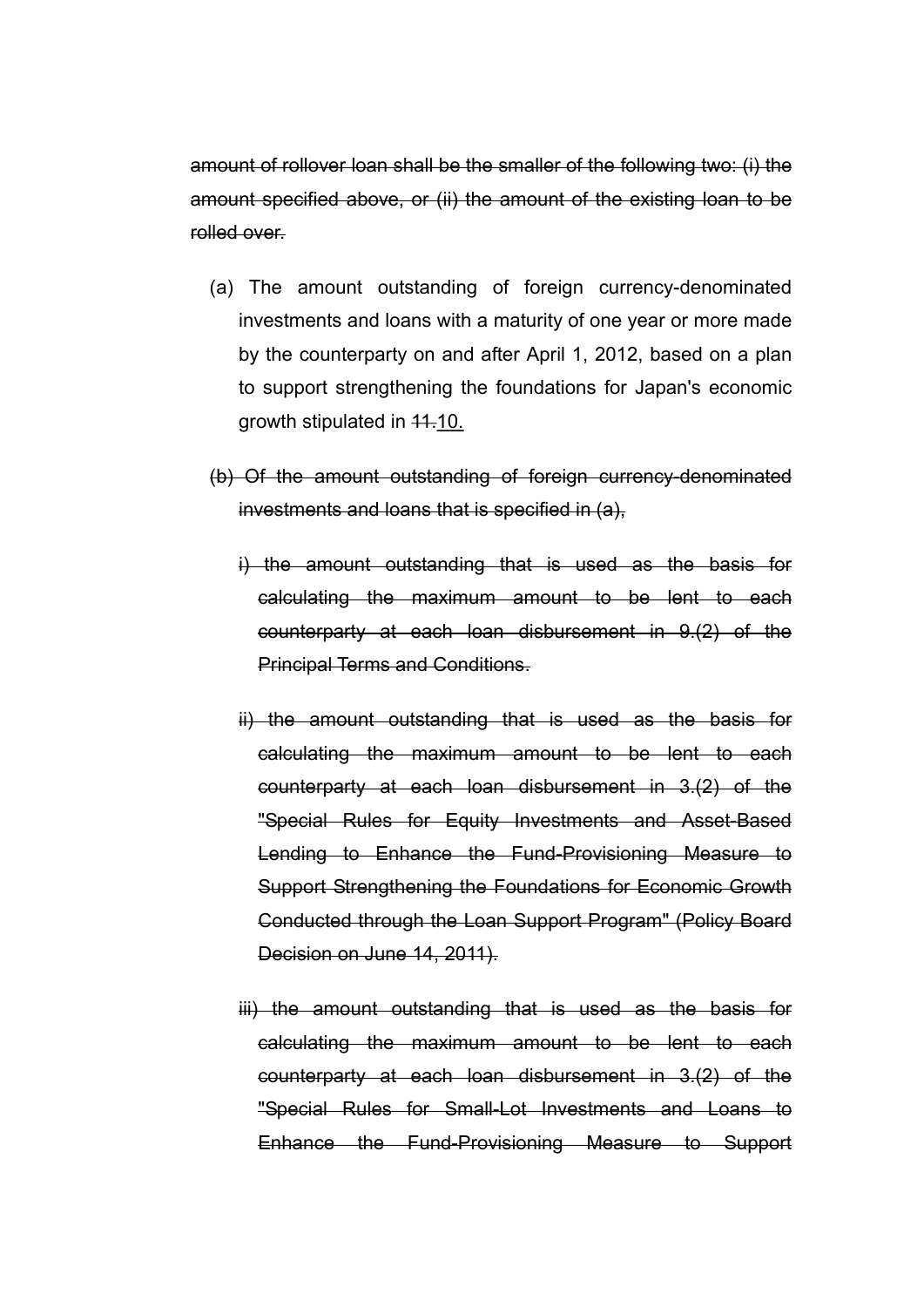~~amount of rollover loan shall be the smaller of the following two: (i) the amount specified above, or (ii) the amount of the existing loan to be rolled over.~~

(a) The amount outstanding of foreign currency-denominated investments and loans with a maturity of one year or more made by the counterparty on and after April 1, 2012, based on a plan to support strengthening the foundations for Japan's economic growth stipulated in ~~11.~~<u>10.</u>

~~(b) Of the amount outstanding of foreign currency-denominated investments and loans that is specified in (a),~~

~~i) the amount outstanding that is used as the basis for calculating the maximum amount to be lent to each counterparty at each loan disbursement in 9.(2) of the Principal Terms and Conditions.~~

~~ii) the amount outstanding that is used as the basis for calculating the maximum amount to be lent to each counterparty at each loan disbursement in 3.(2) of the "Special Rules for Equity Investments and Asset-Based Lending to Enhance the Fund-Provisioning Measure to Support Strengthening the Foundations for Economic Growth Conducted through the Loan Support Program" (Policy Board Decision on June 14, 2011).~~

~~iii) the amount outstanding that is used as the basis for calculating the maximum amount to be lent to each counterparty at each loan disbursement in 3.(2) of the "Special Rules for Small-Lot Investments and Loans to Enhance the Fund-Provisioning Measure to Support~~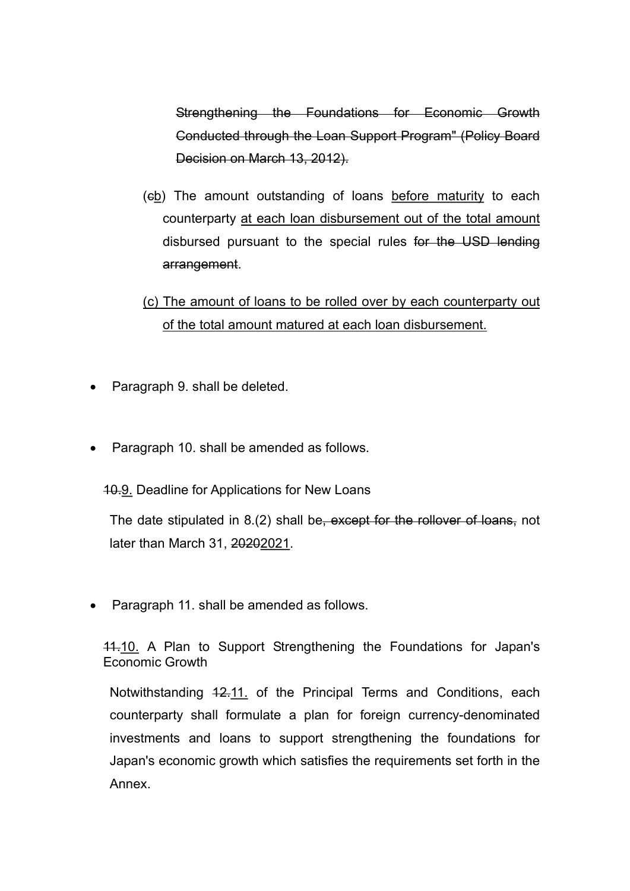~~Strengthening the Foundations for Economic Growth Conducted through the Loan Support Program" (Policy Board Decision on March 13, 2012).~~

(~~c~~<u>b</u>) The amount outstanding of loans <u>before maturity</u> to each counterparty <u>at each loan disbursement out of the total amount</u> disbursed pursuant to the special rules ~~for the USD lending arrangement~~.

<u>(c) The amount of loans to be rolled over by each counterparty out of the total amount matured at each loan disbursement.</u>

- Paragraph 9. shall be deleted.

- Paragraph 10. shall be amended as follows.

~~10.~~<u>9.</u> Deadline for Applications for New Loans

The date stipulated in 8.(2) shall be~~, except for the rollover of loans,~~ not later than March 31, ~~2020~~<u>2021</u>.

- Paragraph 11. shall be amended as follows.

~~11.~~<u>10.</u> A Plan to Support Strengthening the Foundations for Japan's Economic Growth

Notwithstanding ~~12.~~<u>11.</u> of the Principal Terms and Conditions, each counterparty shall formulate a plan for foreign currency-denominated investments and loans to support strengthening the foundations for Japan's economic growth which satisfies the requirements set forth in the Annex.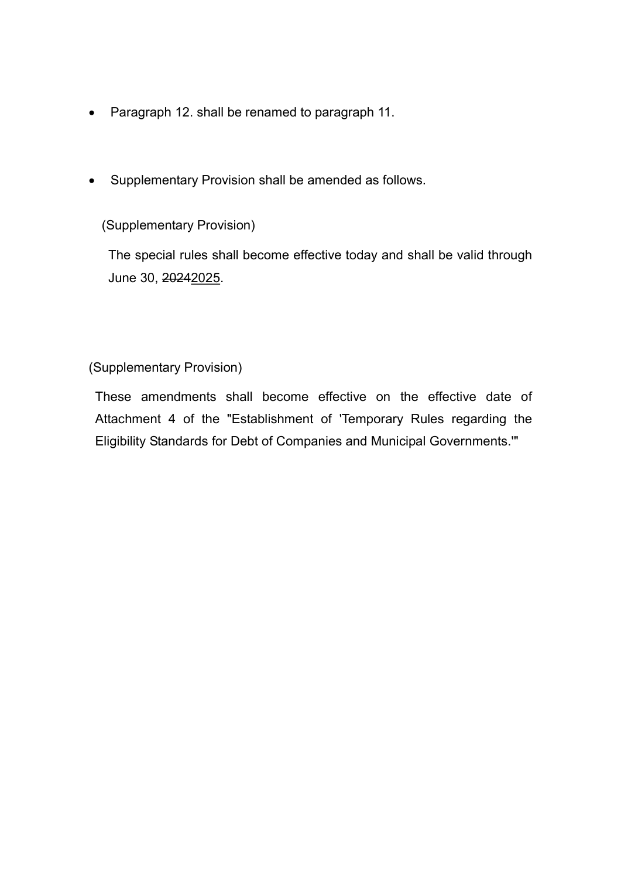- Paragraph 12. shall be renamed to paragraph 11.

- Supplementary Provision shall be amended as follows.

  (Supplementary Provision)

  The special rules shall become effective today and shall be valid through June 30, ~~2024~~<u>2025</u>.

(Supplementary Provision)

These amendments shall become effective on the effective date of Attachment 4 of the "Establishment of 'Temporary Rules regarding the Eligibility Standards for Debt of Companies and Municipal Governments.'"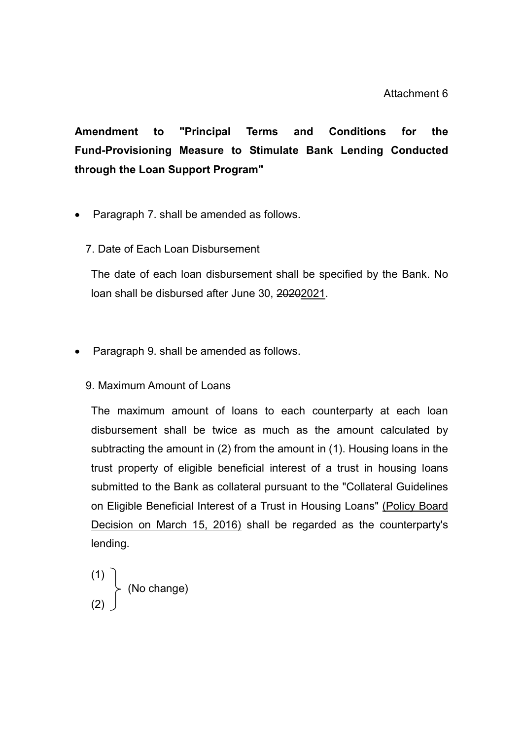Attachment 6

**Amendment to "Principal Terms and Conditions for the Fund-Provisioning Measure to Stimulate Bank Lending Conducted through the Loan Support Program"**

- Paragraph 7. shall be amended as follows.

7. Date of Each Loan Disbursement

The date of each loan disbursement shall be specified by the Bank. No loan shall be disbursed after June 30, ~~2020~~<u>2021</u>.

- Paragraph 9. shall be amended as follows.

9. Maximum Amount of Loans

The maximum amount of loans to each counterparty at each loan disbursement shall be twice as much as the amount calculated by subtracting the amount in (2) from the amount in (1). Housing loans in the trust property of eligible beneficial interest of a trust in housing loans submitted to the Bank as collateral pursuant to the "Collateral Guidelines on Eligible Beneficial Interest of a Trust in Housing Loans" <u>(Policy Board Decision on March 15, 2016)</u> shall be regarded as the counterparty's lending.

(1)
(2) (No change)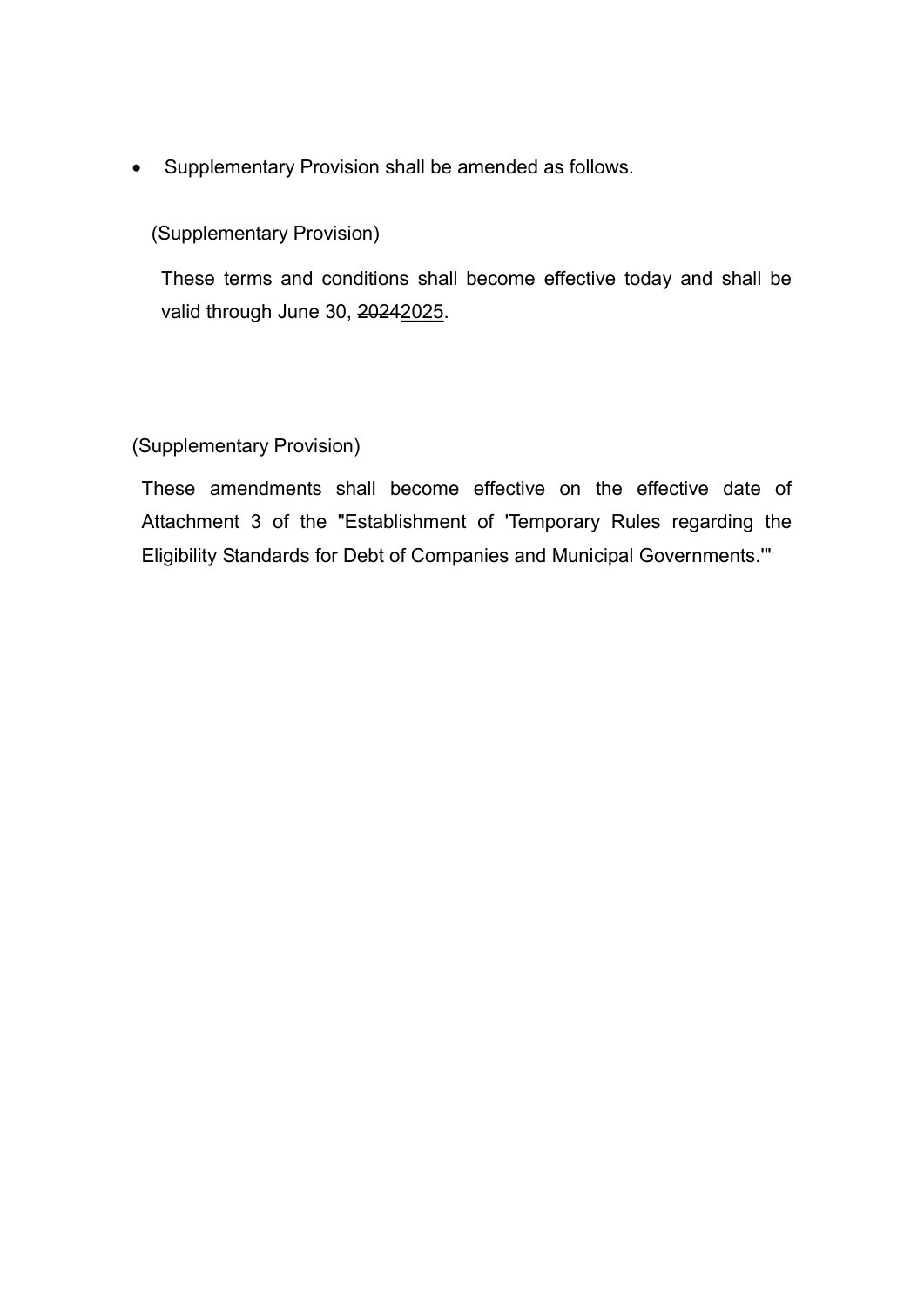- Supplementary Provision shall be amended as follows.

  (Supplementary Provision)

  These terms and conditions shall become effective today and shall be valid through June 30, ~~2024~~<u>2025</u>.

(Supplementary Provision)

These amendments shall become effective on the effective date of Attachment 3 of the "Establishment of 'Temporary Rules regarding the Eligibility Standards for Debt of Companies and Municipal Governments.'"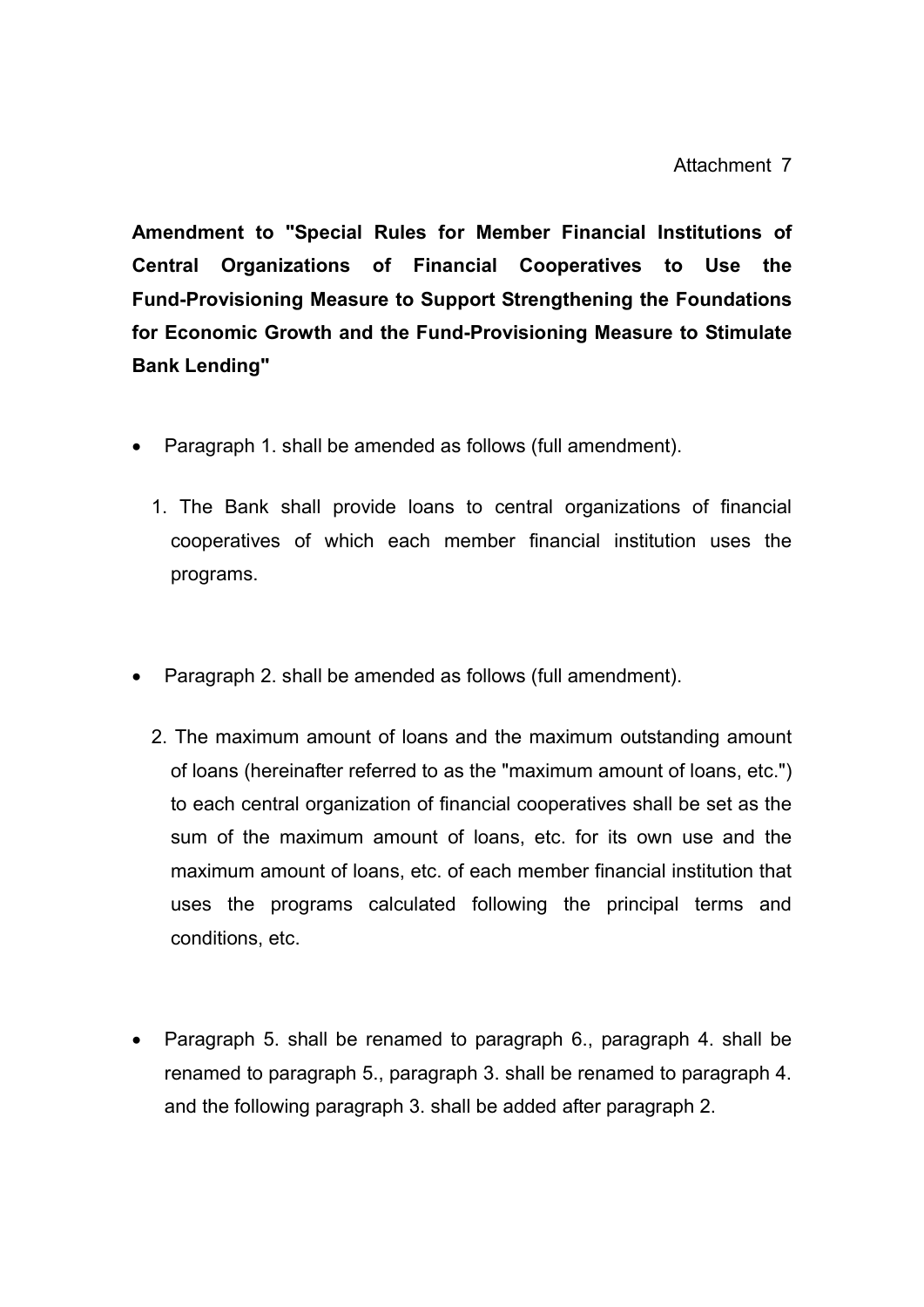Attachment 7

**Amendment to "Special Rules for Member Financial Institutions of Central Organizations of Financial Cooperatives to Use the Fund-Provisioning Measure to Support Strengthening the Foundations for Economic Growth and the Fund-Provisioning Measure to Stimulate Bank Lending"**

- Paragraph 1. shall be amended as follows (full amendment).

  1. The Bank shall provide loans to central organizations of financial cooperatives of which each member financial institution uses the programs.

- Paragraph 2. shall be amended as follows (full amendment).

  2. The maximum amount of loans and the maximum outstanding amount of loans (hereinafter referred to as the "maximum amount of loans, etc.") to each central organization of financial cooperatives shall be set as the sum of the maximum amount of loans, etc. for its own use and the maximum amount of loans, etc. of each member financial institution that uses the programs calculated following the principal terms and conditions, etc.

- Paragraph 5. shall be renamed to paragraph 6., paragraph 4. shall be renamed to paragraph 5., paragraph 3. shall be renamed to paragraph 4. and the following paragraph 3. shall be added after paragraph 2.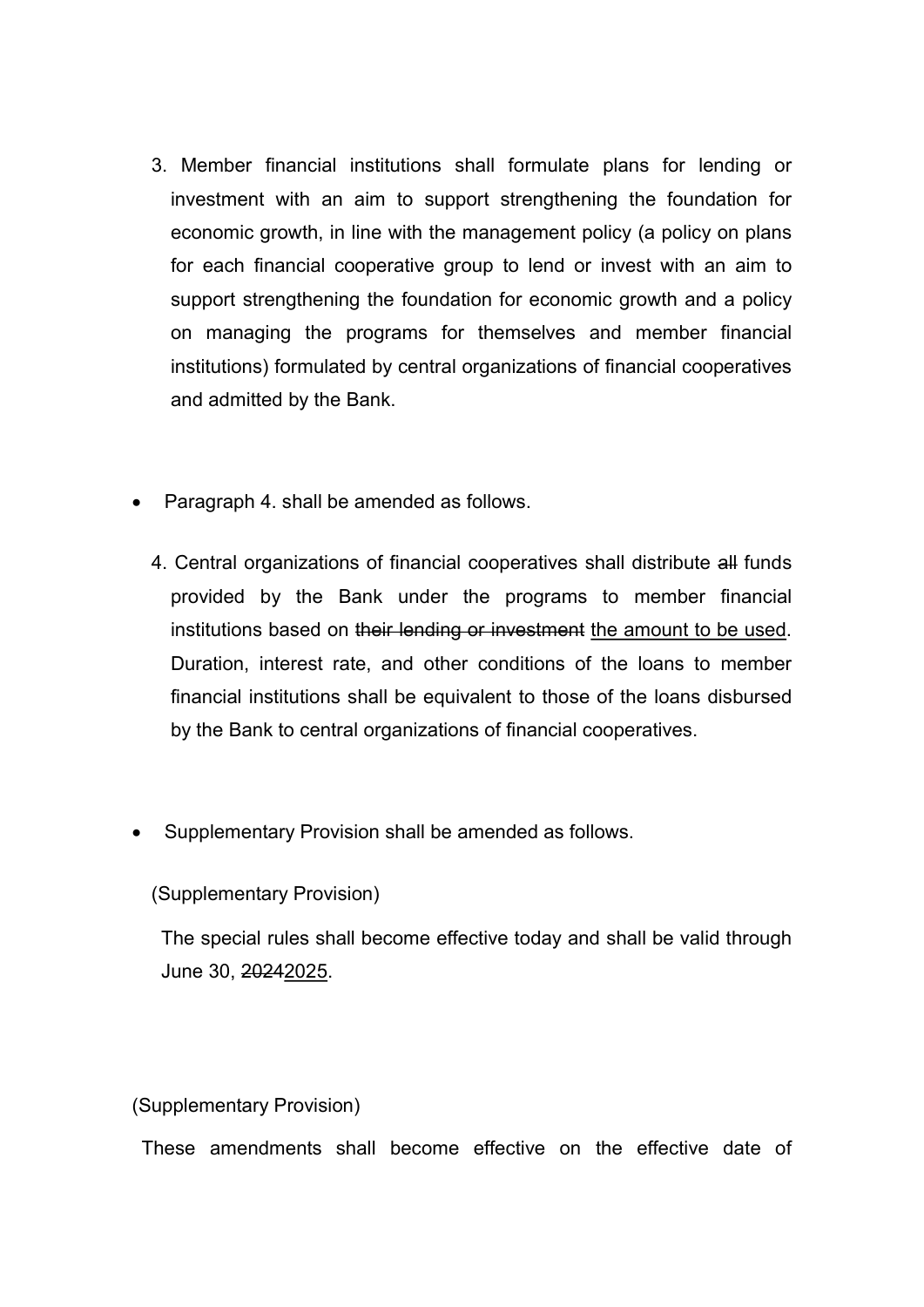3. Member financial institutions shall formulate plans for lending or investment with an aim to support strengthening the foundation for economic growth, in line with the management policy (a policy on plans for each financial cooperative group to lend or invest with an aim to support strengthening the foundation for economic growth and a policy on managing the programs for themselves and member financial institutions) formulated by central organizations of financial cooperatives and admitted by the Bank.

- Paragraph 4. shall be amended as follows.

4. Central organizations of financial cooperatives shall distribute ~~all~~ funds provided by the Bank under the programs to member financial institutions based on ~~their lending or investment~~ <u>the amount to be used</u>. Duration, interest rate, and other conditions of the loans to member financial institutions shall be equivalent to those of the loans disbursed by the Bank to central organizations of financial cooperatives.

- Supplementary Provision shall be amended as follows.

(Supplementary Provision)

The special rules shall become effective today and shall be valid through June 30, ~~2024~~<u>2025</u>.

(Supplementary Provision)

These amendments shall become effective on the effective date of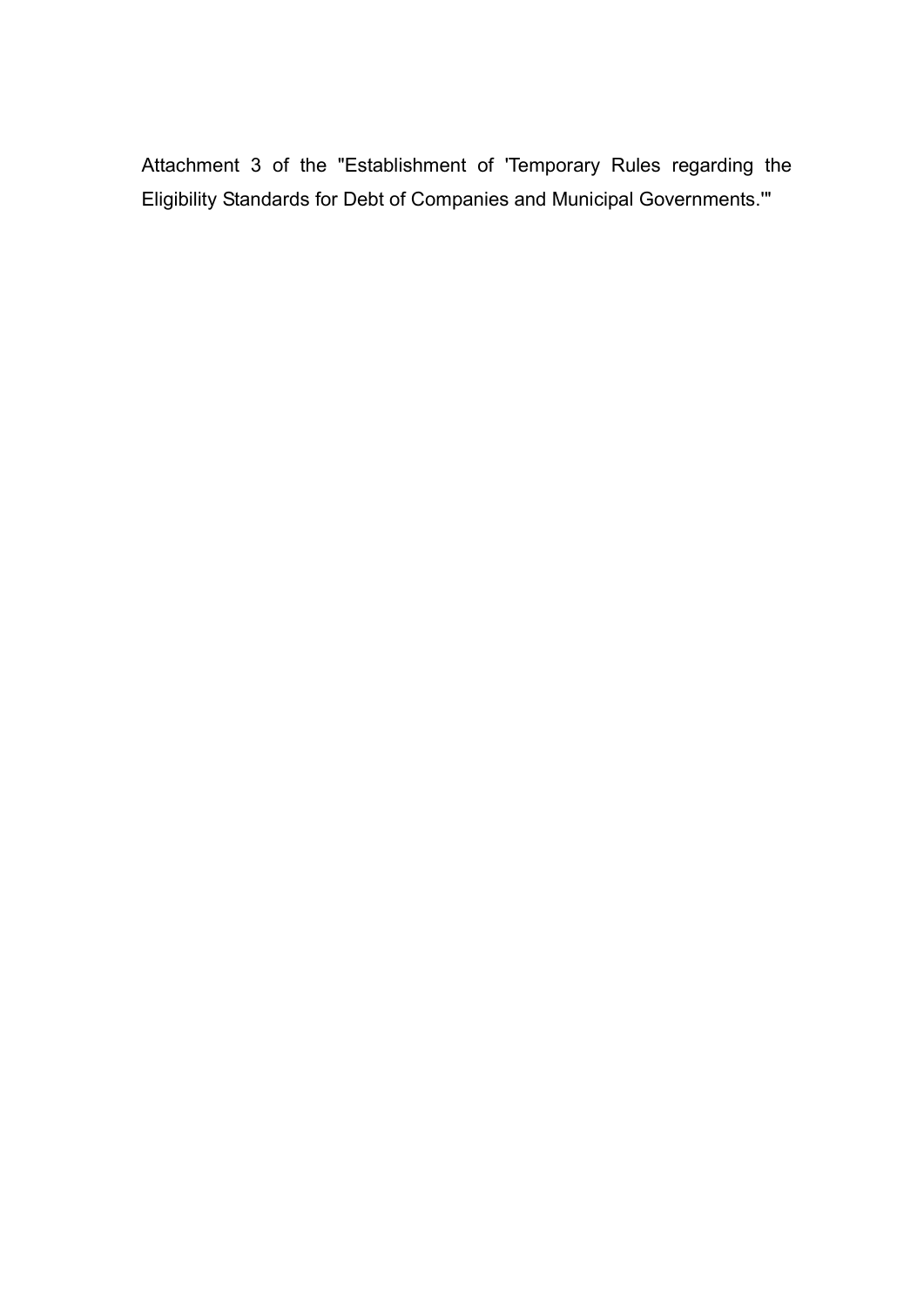Attachment 3 of the "Establishment of 'Temporary Rules regarding the Eligibility Standards for Debt of Companies and Municipal Governments.'"